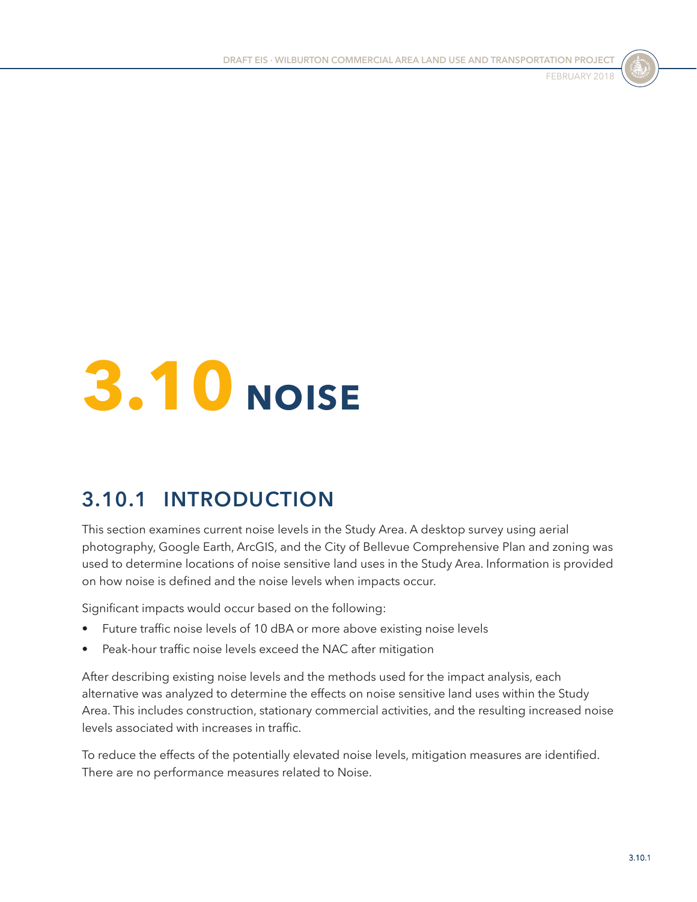# 3.10 NOISE

## 3.10.1 INTRODUCTION

This section examines current noise levels in the Study Area. A desktop survey using aerial photography, Google Earth, ArcGIS, and the City of Bellevue Comprehensive Plan and zoning was used to determine locations of noise sensitive land uses in the Study Area. Information is provided on how noise is defined and the noise levels when impacts occur.

Significant impacts would occur based on the following:

- Future traffic noise levels of 10 dBA or more above existing noise levels
- Peak-hour traffic noise levels exceed the NAC after mitigation

After describing existing noise levels and the methods used for the impact analysis, each alternative was analyzed to determine the effects on noise sensitive land uses within the Study Area. This includes construction, stationary commercial activities, and the resulting increased noise levels associated with increases in traffic.

To reduce the effects of the potentially elevated noise levels, mitigation measures are identified. There are no performance measures related to Noise.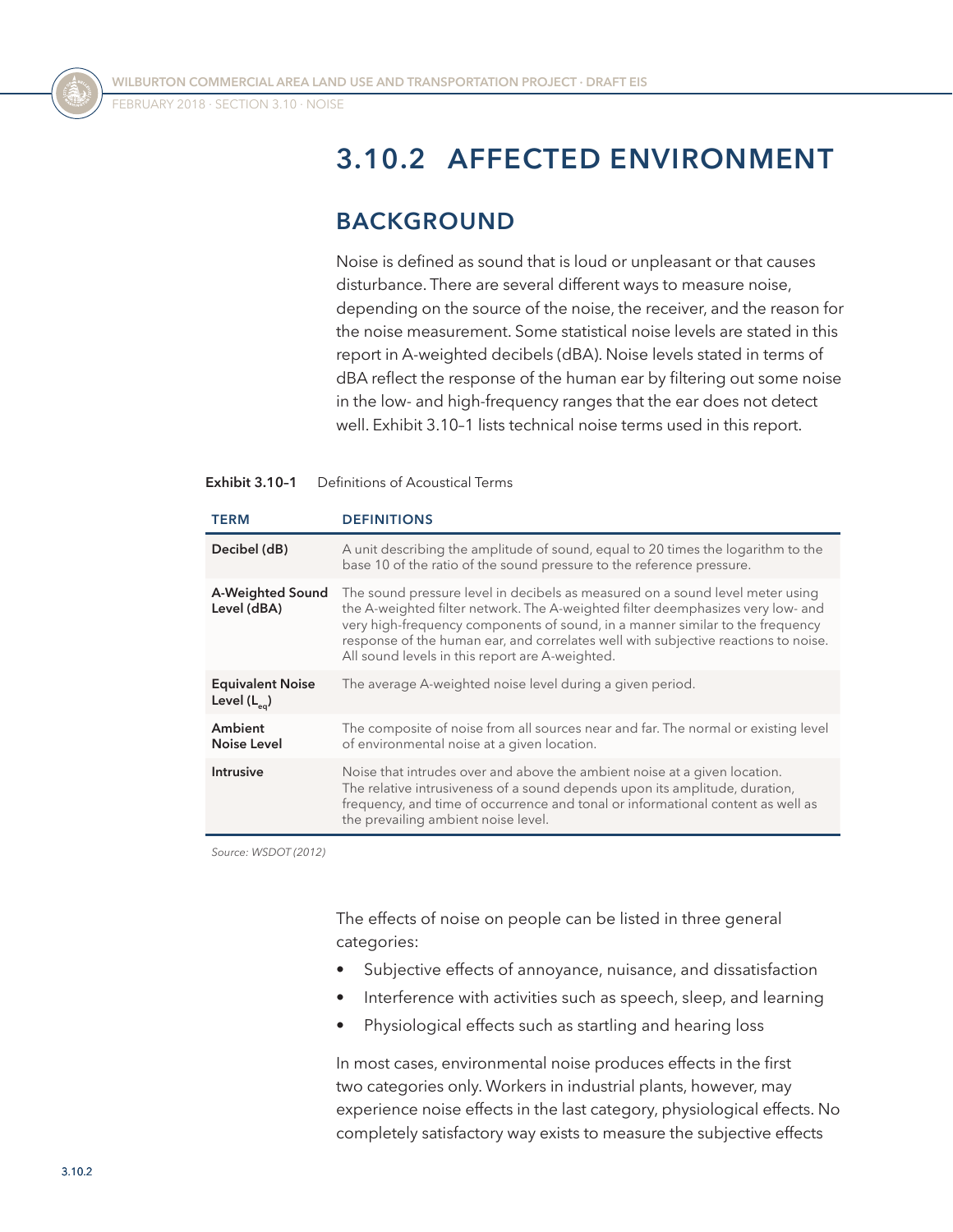# 3.10.2 AFFECTED ENVIRONMENT

## BACKGROUND

Noise is defined as sound that is loud or unpleasant or that causes disturbance. There are several different ways to measure noise, depending on the source of the noise, the receiver, and the reason for the noise measurement. Some statistical noise levels are stated in this report in A-weighted decibels (dBA). Noise levels stated in terms of dBA reflect the response of the human ear by filtering out some noise in the low- and high-frequency ranges that the ear does not detect well. Exhibit 3.10–1 lists technical noise terms used in this report.

**Exhibit 3.10–1** Definitions of Acoustical Terms

| TERM | DEFINITIONS |
| --- | --- |
| **Decibel (dB)** | A unit describing the amplitude of sound, equal to 20 times the logarithm to the base 10 of the ratio of the sound pressure to the reference pressure. |
| **A-Weighted Sound Level (dBA)** | The sound pressure level in decibels as measured on a sound level meter using the A-weighted filter network. The A-weighted filter deemphasizes very low- and very high-frequency components of sound, in a manner similar to the frequency response of the human ear, and correlates well with subjective reactions to noise. All sound levels in this report are A-weighted. |
| **Equivalent Noise Level ($L_{eq}$)** | The average A-weighted noise level during a given period. |
| **Ambient Noise Level** | The composite of noise from all sources near and far. The normal or existing level of environmental noise at a given location. |
| **Intrusive** | Noise that intrudes over and above the ambient noise at a given location. The relative intrusiveness of a sound depends upon its amplitude, duration, frequency, and time of occurrence and tonal or informational content as well as the prevailing ambient noise level. |

*Source: WSDOT (2012)*

The effects of noise on people can be listed in three general categories:

- Subjective effects of annoyance, nuisance, and dissatisfaction
- Interference with activities such as speech, sleep, and learning
- Physiological effects such as startling and hearing loss

In most cases, environmental noise produces effects in the first two categories only. Workers in industrial plants, however, may experience noise effects in the last category, physiological effects. No completely satisfactory way exists to measure the subjective effects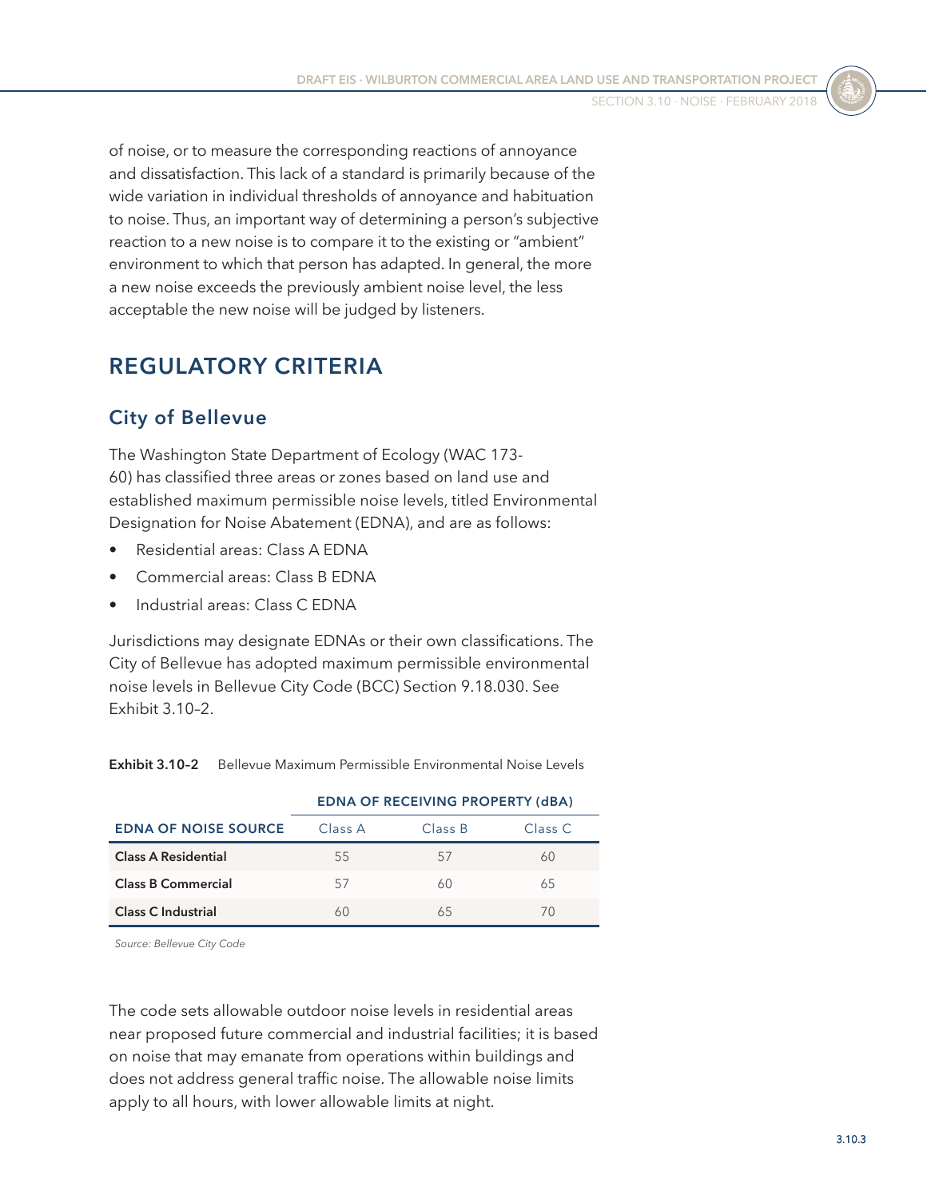of noise, or to measure the corresponding reactions of annoyance and dissatisfaction. This lack of a standard is primarily because of the wide variation in individual thresholds of annoyance and habituation to noise. Thus, an important way of determining a person's subjective reaction to a new noise is to compare it to the existing or "ambient" environment to which that person has adapted. In general, the more a new noise exceeds the previously ambient noise level, the less acceptable the new noise will be judged by listeners.

## REGULATORY CRITERIA

### City of Bellevue

The Washington State Department of Ecology (WAC 173-60) has classified three areas or zones based on land use and established maximum permissible noise levels, titled Environmental Designation for Noise Abatement (EDNA), and are as follows:

- Residential areas: Class A EDNA
- Commercial areas: Class B EDNA
- Industrial areas: Class C EDNA

Jurisdictions may designate EDNAs or their own classifications. The City of Bellevue has adopted maximum permissible environmental noise levels in Bellevue City Code (BCC) Section 9.18.030. See Exhibit 3.10–2.

**Exhibit 3.10–2** Bellevue Maximum Permissible Environmental Noise Levels

| | EDNA OF RECEIVING PROPERTY (dBA) | | |
|---|---|---|---|
| EDNA OF NOISE SOURCE | Class A | Class B | Class C |
| **Class A Residential** | 55 | 57 | 60 |
| **Class B Commercial** | 57 | 60 | 65 |
| **Class C Industrial** | 60 | 65 | 70 |

*Source: Bellevue City Code*

The code sets allowable outdoor noise levels in residential areas near proposed future commercial and industrial facilities; it is based on noise that may emanate from operations within buildings and does not address general traffic noise. The allowable noise limits apply to all hours, with lower allowable limits at night.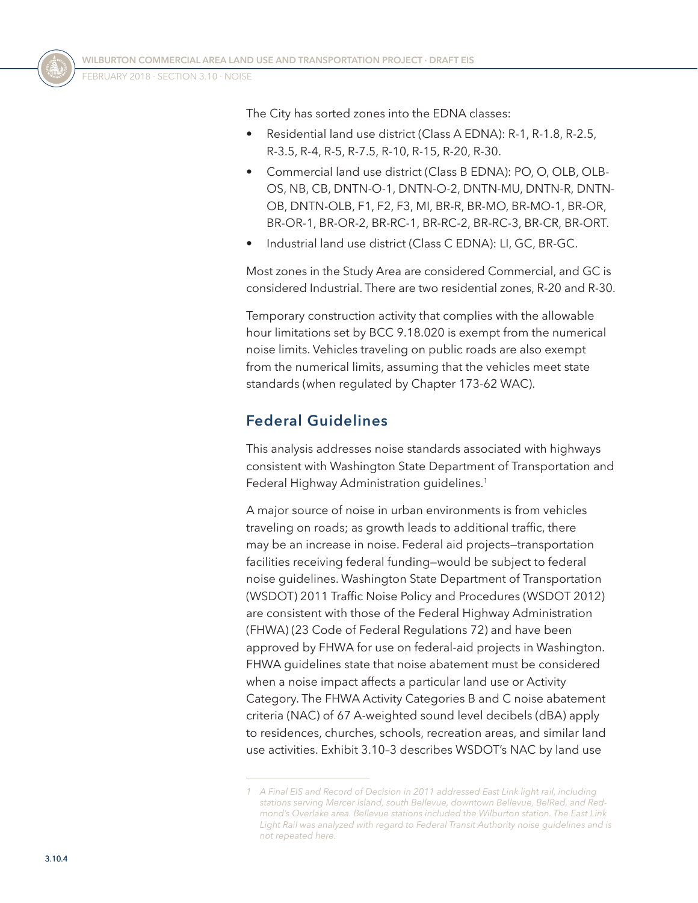The City has sorted zones into the EDNA classes:

- Residential land use district (Class A EDNA): R-1, R-1.8, R-2.5, R-3.5, R-4, R-5, R-7.5, R-10, R-15, R-20, R-30.
- Commercial land use district (Class B EDNA): PO, O, OLB, OLB-OS, NB, CB, DNTN-O-1, DNTN-O-2, DNTN-MU, DNTN-R, DNTN-OB, DNTN-OLB, F1, F2, F3, MI, BR-R, BR-MO, BR-MO-1, BR-OR, BR-OR-1, BR-OR-2, BR-RC-1, BR-RC-2, BR-RC-3, BR-CR, BR-ORT.
- Industrial land use district (Class C EDNA): LI, GC, BR-GC.

Most zones in the Study Area are considered Commercial, and GC is considered Industrial. There are two residential zones, R-20 and R-30.

Temporary construction activity that complies with the allowable hour limitations set by BCC 9.18.020 is exempt from the numerical noise limits. Vehicles traveling on public roads are also exempt from the numerical limits, assuming that the vehicles meet state standards (when regulated by Chapter 173-62 WAC).

## Federal Guidelines

This analysis addresses noise standards associated with highways consistent with Washington State Department of Transportation and Federal Highway Administration guidelines.[1]

A major source of noise in urban environments is from vehicles traveling on roads; as growth leads to additional traffic, there may be an increase in noise. Federal aid projects—transportation facilities receiving federal funding—would be subject to federal noise guidelines. Washington State Department of Transportation (WSDOT) 2011 Traffic Noise Policy and Procedures (WSDOT 2012) are consistent with those of the Federal Highway Administration (FHWA) (23 Code of Federal Regulations 72) and have been approved by FHWA for use on federal-aid projects in Washington. FHWA guidelines state that noise abatement must be considered when a noise impact affects a particular land use or Activity Category. The FHWA Activity Categories B and C noise abatement criteria (NAC) of 67 A-weighted sound level decibels (dBA) apply to residences, churches, schools, recreation areas, and similar land use activities. Exhibit 3.10–3 describes WSDOT's NAC by land use

---

*1 A Final EIS and Record of Decision in 2011 addressed East Link light rail, including stations serving Mercer Island, south Bellevue, downtown Bellevue, BelRed, and Redmond's Overlake area. Bellevue stations included the Wilburton station. The East Link Light Rail was analyzed with regard to Federal Transit Authority noise guidelines and is not repeated here.*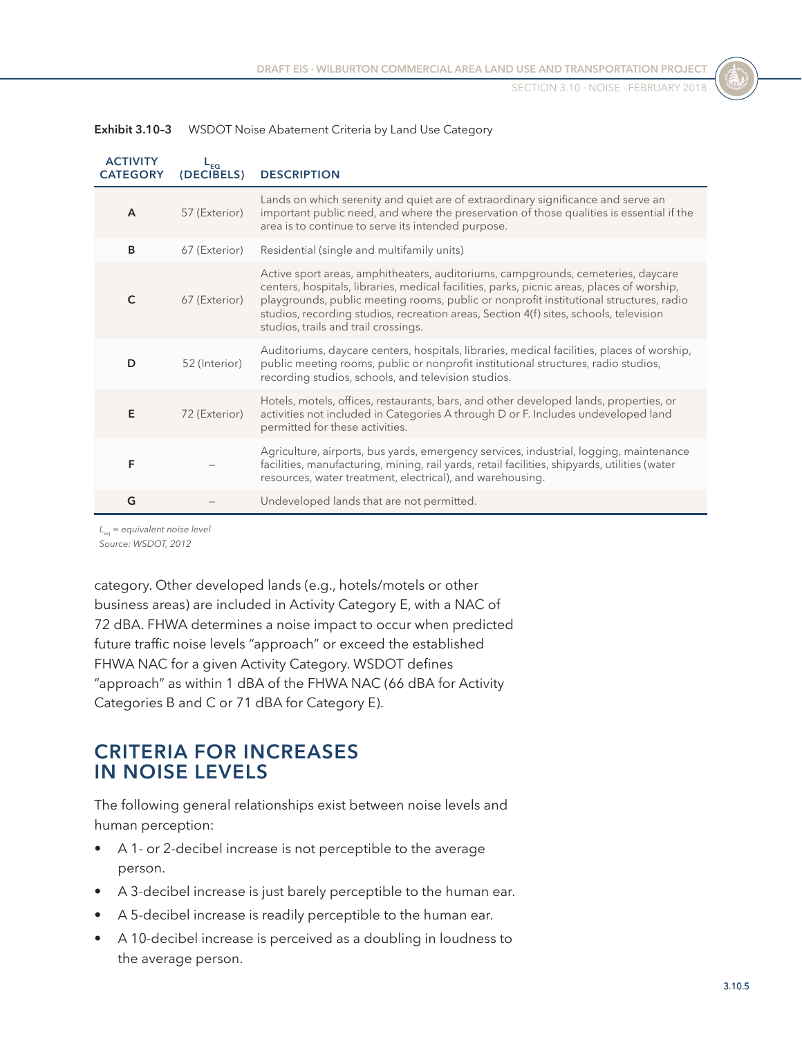**Exhibit 3.10-3** WSDOT Noise Abatement Criteria by Land Use Category

| ACTIVITY CATEGORY | $L_{EQ}$ (DECIBELS) | DESCRIPTION |
| --- | --- | --- |
| A | 57 (Exterior) | Lands on which serenity and quiet are of extraordinary significance and serve an important public need, and where the preservation of those qualities is essential if the area is to continue to serve its intended purpose. |
| B | 67 (Exterior) | Residential (single and multifamily units) |
| C | 67 (Exterior) | Active sport areas, amphitheaters, auditoriums, campgrounds, cemeteries, daycare centers, hospitals, libraries, medical facilities, parks, picnic areas, places of worship, playgrounds, public meeting rooms, public or nonprofit institutional structures, radio studios, recording studios, recreation areas, Section 4(f) sites, schools, television studios, trails and trail crossings. |
| D | 52 (Interior) | Auditoriums, daycare centers, hospitals, libraries, medical facilities, places of worship, public meeting rooms, public or nonprofit institutional structures, radio studios, recording studios, schools, and television studios. |
| E | 72 (Exterior) | Hotels, motels, offices, restaurants, bars, and other developed lands, properties, or activities not included in Categories A through D or F. Includes undeveloped land permitted for these activities. |
| F | – | Agriculture, airports, bus yards, emergency services, industrial, logging, maintenance facilities, manufacturing, mining, rail yards, retail facilities, shipyards, utilities (water resources, water treatment, electrical), and warehousing. |
| G | – | Undeveloped lands that are not permitted. |

*$L_{eq}$ = equivalent noise level*
*Source: WSDOT, 2012*

category. Other developed lands (e.g., hotels/motels or other business areas) are included in Activity Category E, with a NAC of 72 dBA. FHWA determines a noise impact to occur when predicted future traffic noise levels "approach" or exceed the established FHWA NAC for a given Activity Category. WSDOT defines "approach" as within 1 dBA of the FHWA NAC (66 dBA for Activity Categories B and C or 71 dBA for Category E).

## CRITERIA FOR INCREASES IN NOISE LEVELS

The following general relationships exist between noise levels and human perception:

- A 1- or 2-decibel increase is not perceptible to the average person.
- A 3-decibel increase is just barely perceptible to the human ear.
- A 5-decibel increase is readily perceptible to the human ear.
- A 10-decibel increase is perceived as a doubling in loudness to the average person.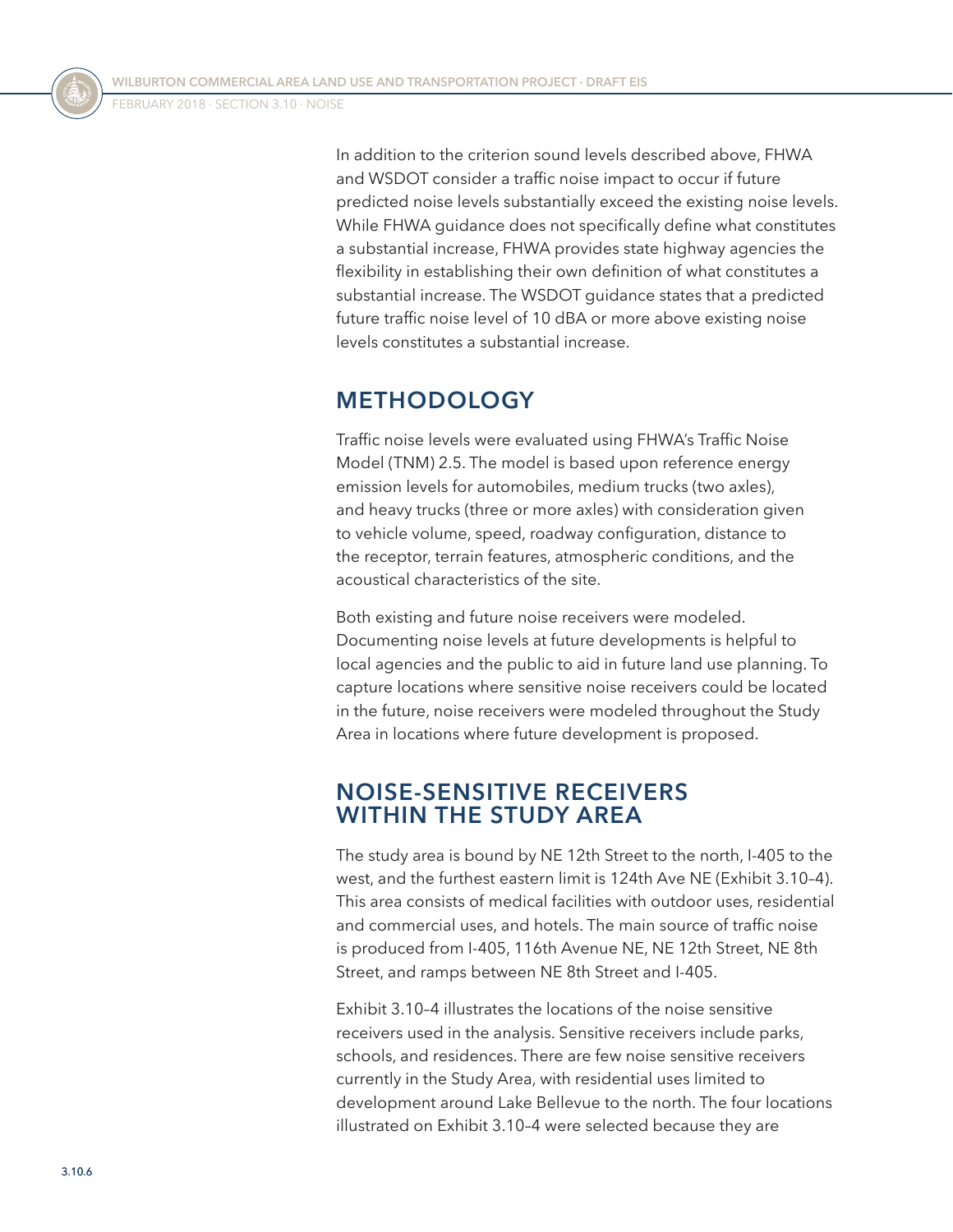In addition to the criterion sound levels described above, FHWA and WSDOT consider a traffic noise impact to occur if future predicted noise levels substantially exceed the existing noise levels. While FHWA guidance does not specifically define what constitutes a substantial increase, FHWA provides state highway agencies the flexibility in establishing their own definition of what constitutes a substantial increase. The WSDOT guidance states that a predicted future traffic noise level of 10 dBA or more above existing noise levels constitutes a substantial increase.

## METHODOLOGY

Traffic noise levels were evaluated using FHWA's Traffic Noise Model (TNM) 2.5. The model is based upon reference energy emission levels for automobiles, medium trucks (two axles), and heavy trucks (three or more axles) with consideration given to vehicle volume, speed, roadway configuration, distance to the receptor, terrain features, atmospheric conditions, and the acoustical characteristics of the site.

Both existing and future noise receivers were modeled. Documenting noise levels at future developments is helpful to local agencies and the public to aid in future land use planning. To capture locations where sensitive noise receivers could be located in the future, noise receivers were modeled throughout the Study Area in locations where future development is proposed.

## NOISE-SENSITIVE RECEIVERS WITHIN THE STUDY AREA

The study area is bound by NE 12th Street to the north, I-405 to the west, and the furthest eastern limit is 124th Ave NE (Exhibit 3.10–4). This area consists of medical facilities with outdoor uses, residential and commercial uses, and hotels. The main source of traffic noise is produced from I-405, 116th Avenue NE, NE 12th Street, NE 8th Street, and ramps between NE 8th Street and I-405.

Exhibit 3.10–4 illustrates the locations of the noise sensitive receivers used in the analysis. Sensitive receivers include parks, schools, and residences. There are few noise sensitive receivers currently in the Study Area, with residential uses limited to development around Lake Bellevue to the north. The four locations illustrated on Exhibit 3.10–4 were selected because they are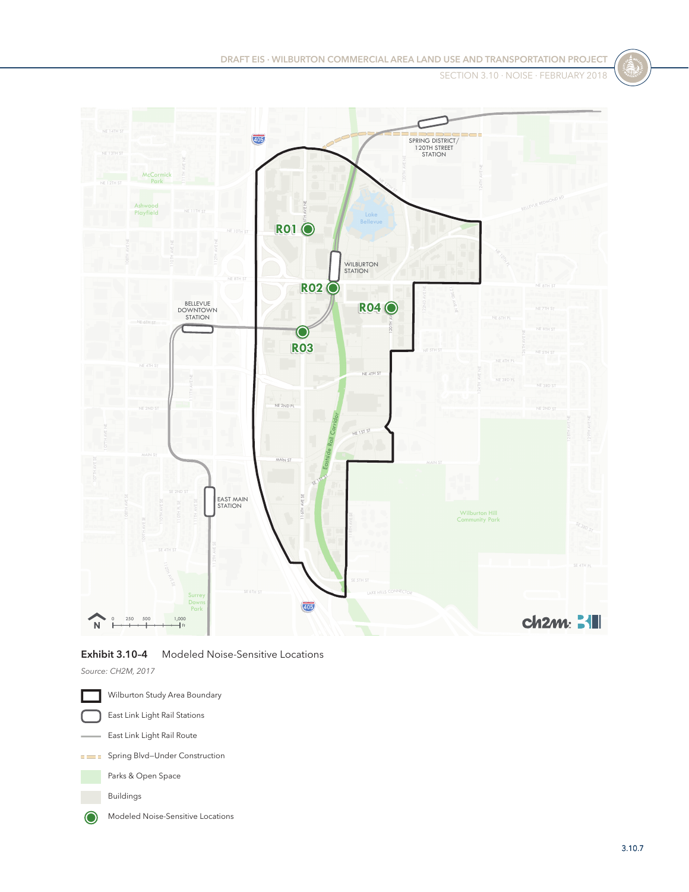**Exhibit 3.10–4** Modeled Noise-Sensitive Locations

*Source: CH2M, 2017*

- Wilburton Study Area Boundary
- East Link Light Rail Stations
- East Link Light Rail Route
- Spring Blvd–Under Construction
- Parks & Open Space
- Buildings
- Modeled Noise-Sensitive Locations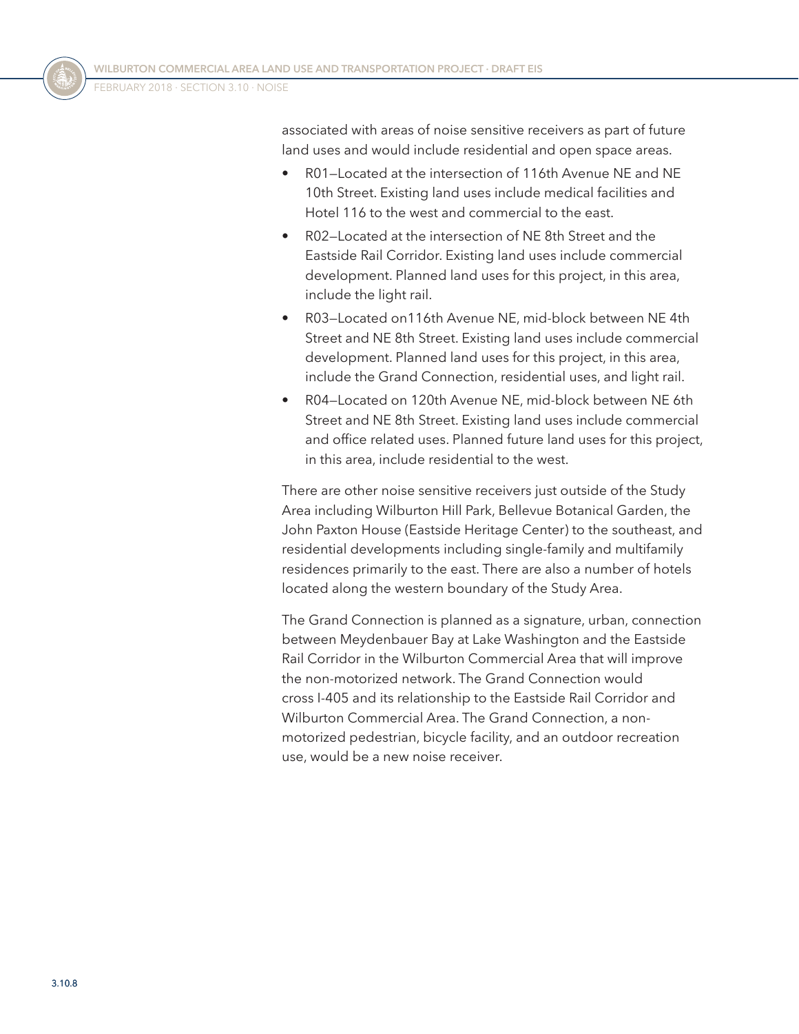associated with areas of noise sensitive receivers as part of future land uses and would include residential and open space areas.

- R01—Located at the intersection of 116th Avenue NE and NE 10th Street. Existing land uses include medical facilities and Hotel 116 to the west and commercial to the east.
- R02—Located at the intersection of NE 8th Street and the Eastside Rail Corridor. Existing land uses include commercial development. Planned land uses for this project, in this area, include the light rail.
- R03—Located on116th Avenue NE, mid-block between NE 4th Street and NE 8th Street. Existing land uses include commercial development. Planned land uses for this project, in this area, include the Grand Connection, residential uses, and light rail.
- R04—Located on 120th Avenue NE, mid-block between NE 6th Street and NE 8th Street. Existing land uses include commercial and office related uses. Planned future land uses for this project, in this area, include residential to the west.

There are other noise sensitive receivers just outside of the Study Area including Wilburton Hill Park, Bellevue Botanical Garden, the John Paxton House (Eastside Heritage Center) to the southeast, and residential developments including single-family and multifamily residences primarily to the east. There are also a number of hotels located along the western boundary of the Study Area.

The Grand Connection is planned as a signature, urban, connection between Meydenbauer Bay at Lake Washington and the Eastside Rail Corridor in the Wilburton Commercial Area that will improve the non-motorized network. The Grand Connection would cross I-405 and its relationship to the Eastside Rail Corridor and Wilburton Commercial Area. The Grand Connection, a non-motorized pedestrian, bicycle facility, and an outdoor recreation use, would be a new noise receiver.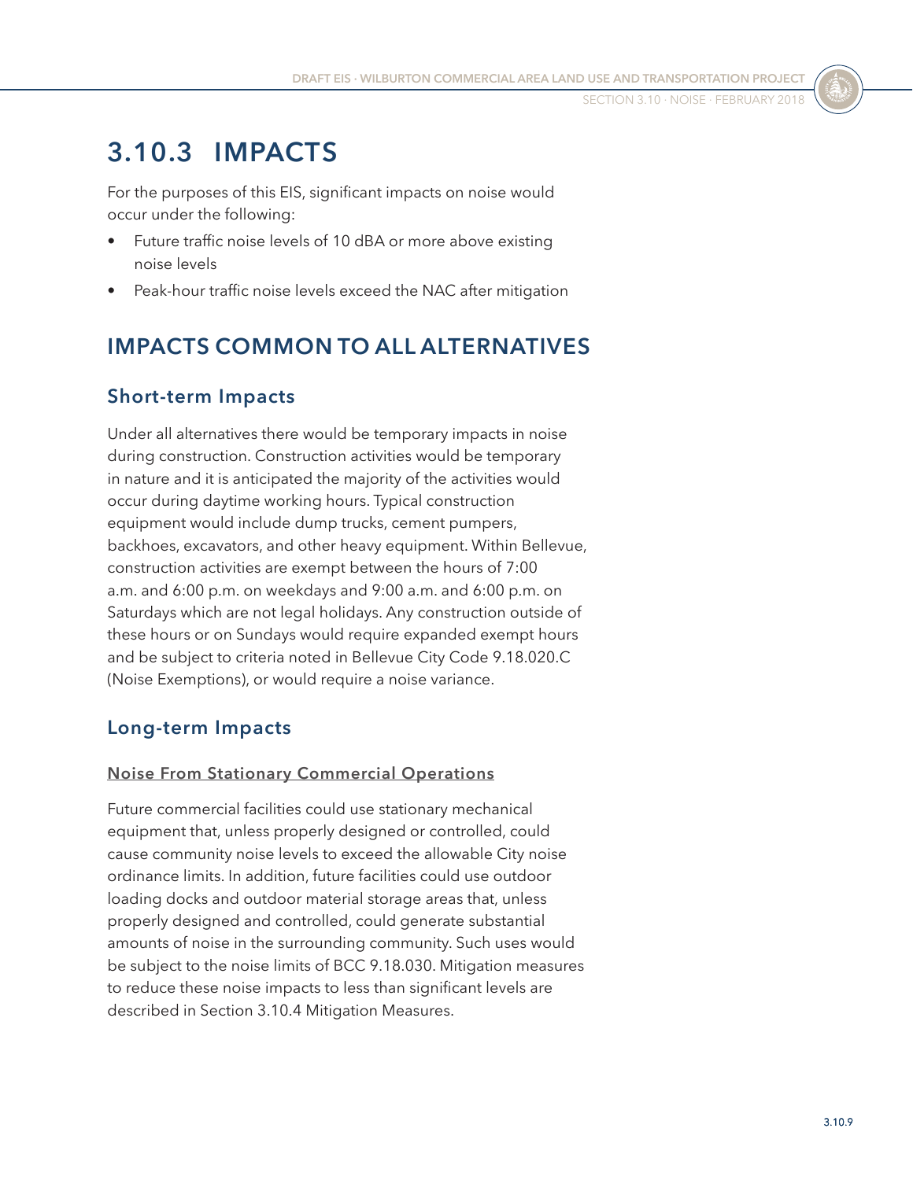## 3.10.3 IMPACTS

For the purposes of this EIS, significant impacts on noise would occur under the following:

- Future traffic noise levels of 10 dBA or more above existing noise levels
- Peak-hour traffic noise levels exceed the NAC after mitigation

### IMPACTS COMMON TO ALL ALTERNATIVES

#### Short-term Impacts

Under all alternatives there would be temporary impacts in noise during construction. Construction activities would be temporary in nature and it is anticipated the majority of the activities would occur during daytime working hours. Typical construction equipment would include dump trucks, cement pumpers, backhoes, excavators, and other heavy equipment. Within Bellevue, construction activities are exempt between the hours of 7:00 a.m. and 6:00 p.m. on weekdays and 9:00 a.m. and 6:00 p.m. on Saturdays which are not legal holidays. Any construction outside of these hours or on Sundays would require expanded exempt hours and be subject to criteria noted in Bellevue City Code 9.18.020.C (Noise Exemptions), or would require a noise variance.

#### Long-term Impacts

**Noise From Stationary Commercial Operations**

Future commercial facilities could use stationary mechanical equipment that, unless properly designed or controlled, could cause community noise levels to exceed the allowable City noise ordinance limits. In addition, future facilities could use outdoor loading docks and outdoor material storage areas that, unless properly designed and controlled, could generate substantial amounts of noise in the surrounding community. Such uses would be subject to the noise limits of BCC 9.18.030. Mitigation measures to reduce these noise impacts to less than significant levels are described in Section 3.10.4 Mitigation Measures.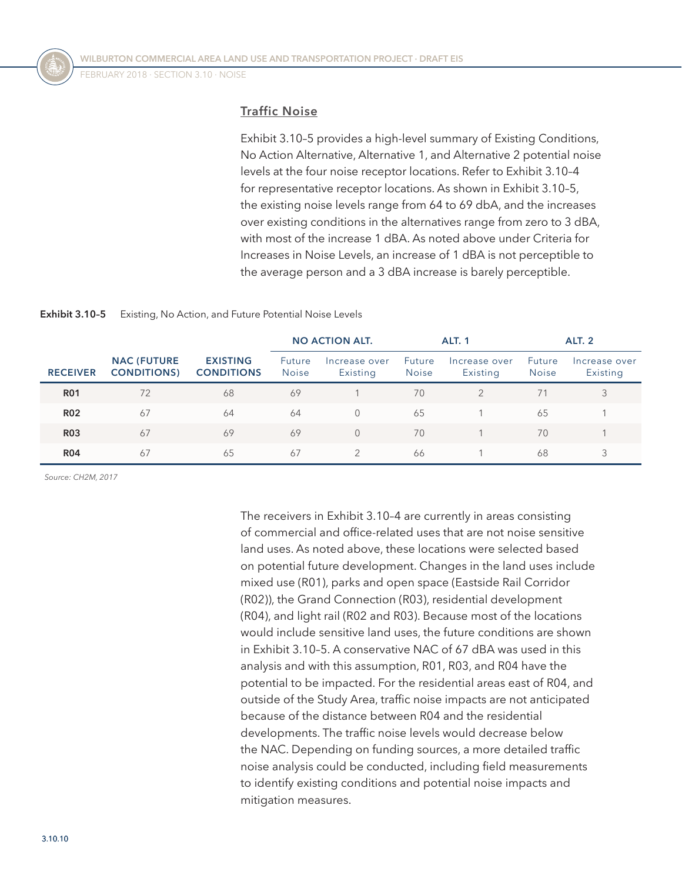### Traffic Noise

Exhibit 3.10–5 provides a high-level summary of Existing Conditions, No Action Alternative, Alternative 1, and Alternative 2 potential noise levels at the four noise receptor locations. Refer to Exhibit 3.10–4 for representative receptor locations. As shown in Exhibit 3.10–5, the existing noise levels range from 64 to 69 dbA, and the increases over existing conditions in the alternatives range from zero to 3 dBA, with most of the increase 1 dBA. As noted above under Criteria for Increases in Noise Levels, an increase of 1 dBA is not perceptible to the average person and a 3 dBA increase is barely perceptible.

**Exhibit 3.10–5** Existing, No Action, and Future Potential Noise Levels

| RECEIVER | NAC (FUTURE CONDITIONS) | EXISTING CONDITIONS | NO ACTION ALT. | | ALT. 1 | | ALT. 2 | |
|---|---|---|---|---|---|---|---|---|
| | | | Future Noise | Increase over Existing | Future Noise | Increase over Existing | Future Noise | Increase over Existing |
| **R01** | 72 | 68 | 69 | 1 | 70 | 2 | 71 | 3 |
| **R02** | 67 | 64 | 64 | 0 | 65 | 1 | 65 | 1 |
| **R03** | 67 | 69 | 69 | 0 | 70 | 1 | 70 | 1 |
| **R04** | 67 | 65 | 67 | 2 | 66 | 1 | 68 | 3 |

*Source: CH2M, 2017*

The receivers in Exhibit 3.10–4 are currently in areas consisting of commercial and office-related uses that are not noise sensitive land uses. As noted above, these locations were selected based on potential future development. Changes in the land uses include mixed use (R01), parks and open space (Eastside Rail Corridor (R02)), the Grand Connection (R03), residential development (R04), and light rail (R02 and R03). Because most of the locations would include sensitive land uses, the future conditions are shown in Exhibit 3.10–5. A conservative NAC of 67 dBA was used in this analysis and with this assumption, R01, R03, and R04 have the potential to be impacted. For the residential areas east of R04, and outside of the Study Area, traffic noise impacts are not anticipated because of the distance between R04 and the residential developments. The traffic noise levels would decrease below the NAC. Depending on funding sources, a more detailed traffic noise analysis could be conducted, including field measurements to identify existing conditions and potential noise impacts and mitigation measures.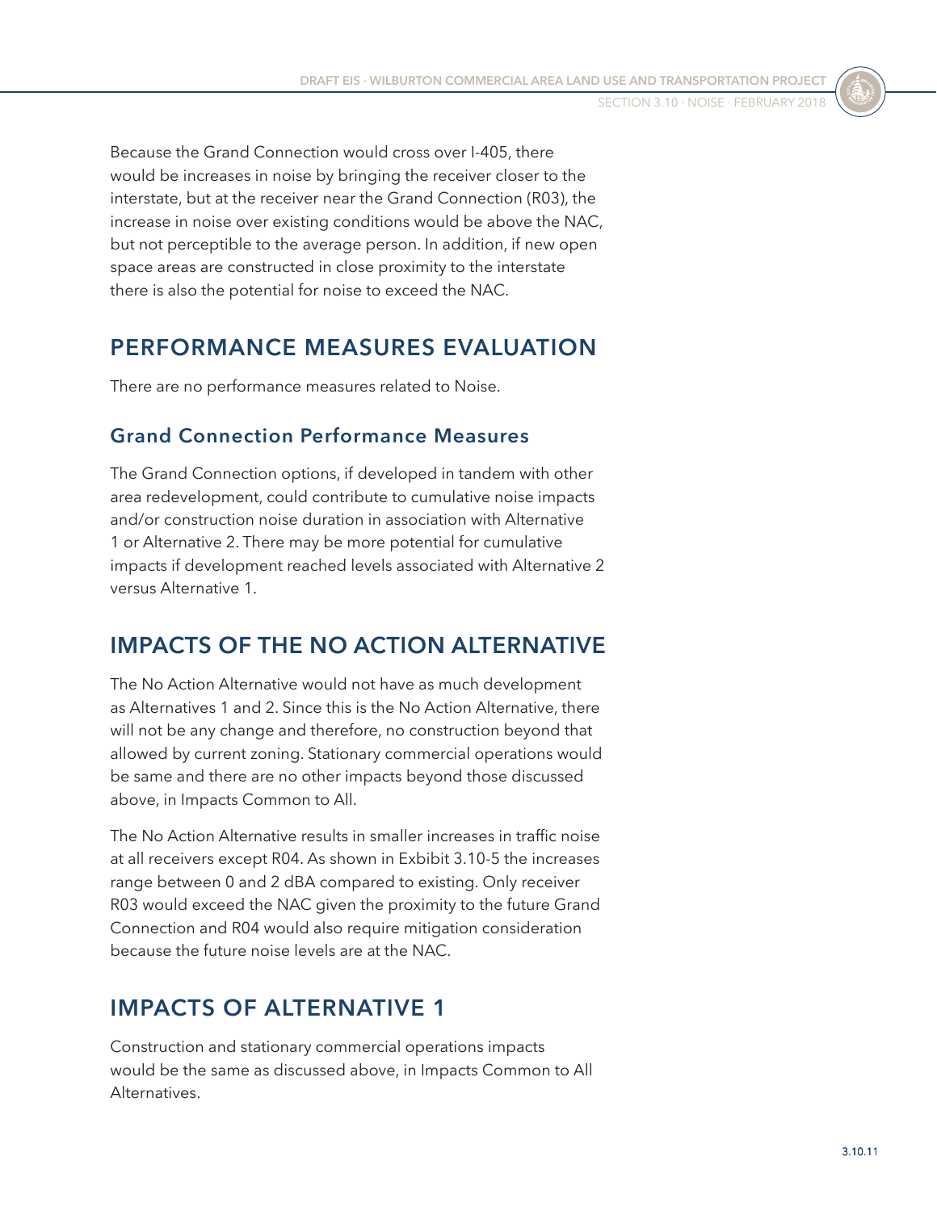Because the Grand Connection would cross over I-405, there would be increases in noise by bringing the receiver closer to the interstate, but at the receiver near the Grand Connection (R03), the increase in noise over existing conditions would be above the NAC, but not perceptible to the average person. In addition, if new open space areas are constructed in close proximity to the interstate there is also the potential for noise to exceed the NAC.

## PERFORMANCE MEASURES EVALUATION

There are no performance measures related to Noise.

### Grand Connection Performance Measures

The Grand Connection options, if developed in tandem with other area redevelopment, could contribute to cumulative noise impacts and/or construction noise duration in association with Alternative 1 or Alternative 2. There may be more potential for cumulative impacts if development reached levels associated with Alternative 2 versus Alternative 1.

## IMPACTS OF THE NO ACTION ALTERNATIVE

The No Action Alternative would not have as much development as Alternatives 1 and 2. Since this is the No Action Alternative, there will not be any change and therefore, no construction beyond that allowed by current zoning. Stationary commercial operations would be same and there are no other impacts beyond those discussed above, in Impacts Common to All.

The No Action Alternative results in smaller increases in traffic noise at all receivers except R04. As shown in Exhibit 3.10-5 the increases range between 0 and 2 dBA compared to existing. Only receiver R03 would exceed the NAC given the proximity to the future Grand Connection and R04 would also require mitigation consideration because the future noise levels are at the NAC.

## IMPACTS OF ALTERNATIVE 1

Construction and stationary commercial operations impacts would be the same as discussed above, in Impacts Common to All Alternatives.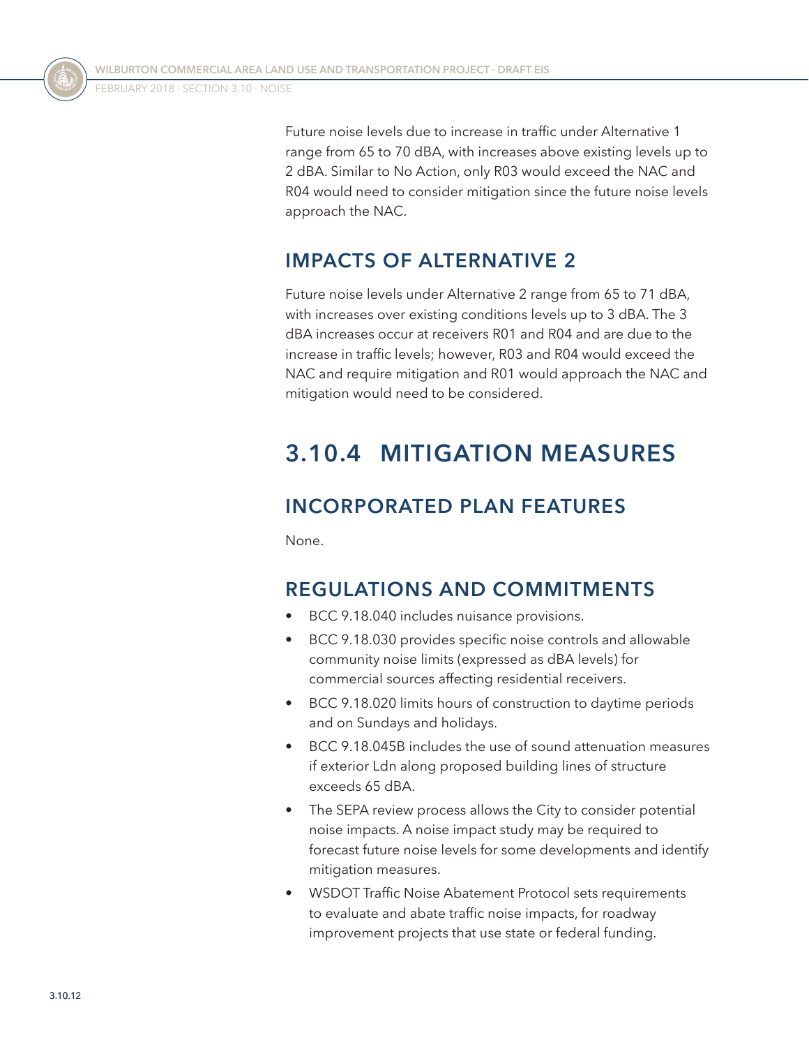Future noise levels due to increase in traffic under Alternative 1 range from 65 to 70 dBA, with increases above existing levels up to 2 dBA. Similar to No Action, only R03 would exceed the NAC and R04 would need to consider mitigation since the future noise levels approach the NAC.

### IMPACTS OF ALTERNATIVE 2

Future noise levels under Alternative 2 range from 65 to 71 dBA, with increases over existing conditions levels up to 3 dBA. The 3 dBA increases occur at receivers R01 and R04 and are due to the increase in traffic levels; however, R03 and R04 would exceed the NAC and require mitigation and R01 would approach the NAC and mitigation would need to be considered.

## 3.10.4 MITIGATION MEASURES

### INCORPORATED PLAN FEATURES

None.

### REGULATIONS AND COMMITMENTS

- BCC 9.18.040 includes nuisance provisions.
- BCC 9.18.030 provides specific noise controls and allowable community noise limits (expressed as dBA levels) for commercial sources affecting residential receivers.
- BCC 9.18.020 limits hours of construction to daytime periods and on Sundays and holidays.
- BCC 9.18.045B includes the use of sound attenuation measures if exterior Ldn along proposed building lines of structure exceeds 65 dBA.
- The SEPA review process allows the City to consider potential noise impacts. A noise impact study may be required to forecast future noise levels for some developments and identify mitigation measures.
- WSDOT Traffic Noise Abatement Protocol sets requirements to evaluate and abate traffic noise impacts, for roadway improvement projects that use state or federal funding.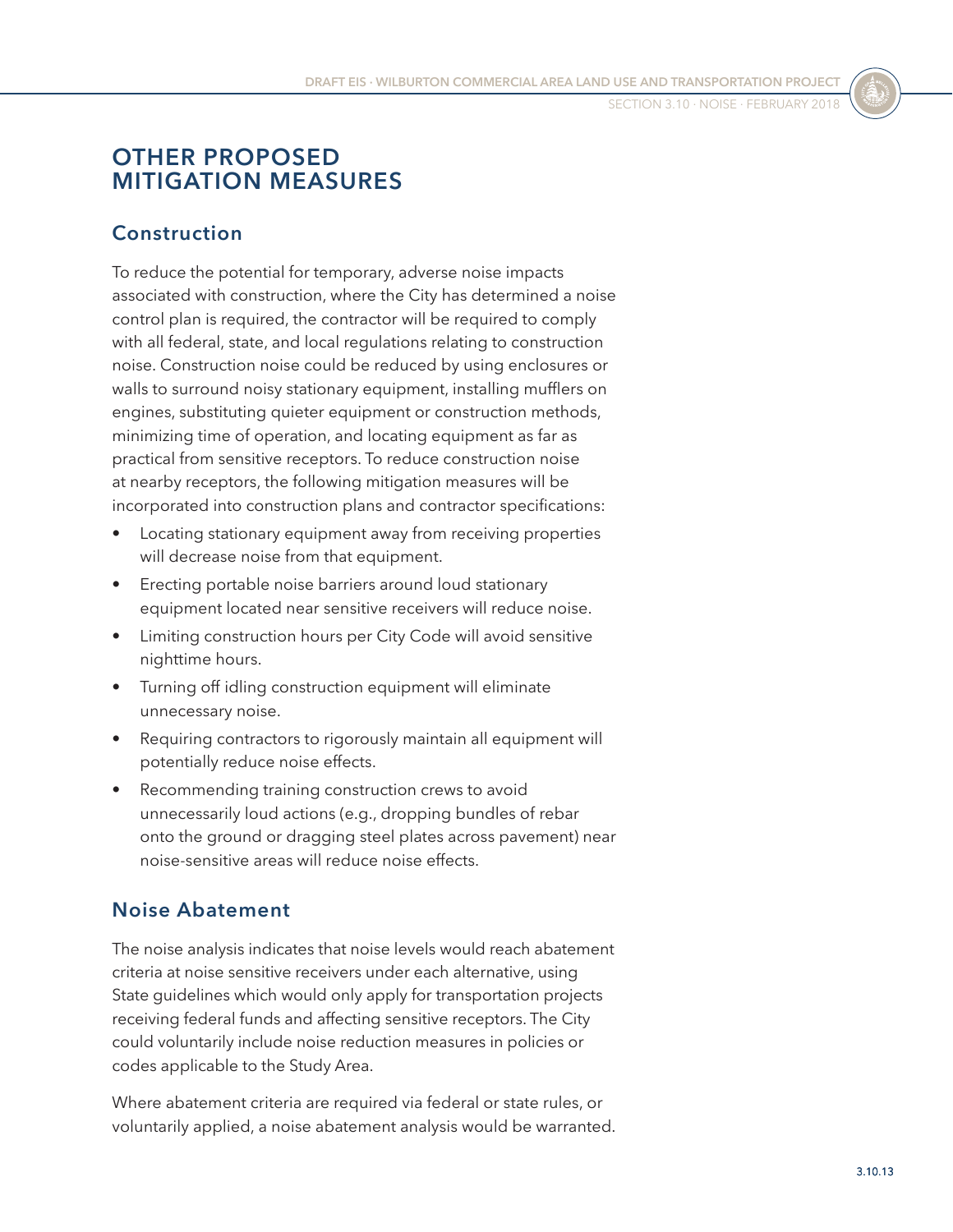## OTHER PROPOSED MITIGATION MEASURES

### Construction

To reduce the potential for temporary, adverse noise impacts associated with construction, where the City has determined a noise control plan is required, the contractor will be required to comply with all federal, state, and local regulations relating to construction noise. Construction noise could be reduced by using enclosures or walls to surround noisy stationary equipment, installing mufflers on engines, substituting quieter equipment or construction methods, minimizing time of operation, and locating equipment as far as practical from sensitive receptors. To reduce construction noise at nearby receptors, the following mitigation measures will be incorporated into construction plans and contractor specifications:

- Locating stationary equipment away from receiving properties will decrease noise from that equipment.
- Erecting portable noise barriers around loud stationary equipment located near sensitive receivers will reduce noise.
- Limiting construction hours per City Code will avoid sensitive nighttime hours.
- Turning off idling construction equipment will eliminate unnecessary noise.
- Requiring contractors to rigorously maintain all equipment will potentially reduce noise effects.
- Recommending training construction crews to avoid unnecessarily loud actions (e.g., dropping bundles of rebar onto the ground or dragging steel plates across pavement) near noise-sensitive areas will reduce noise effects.

### Noise Abatement

The noise analysis indicates that noise levels would reach abatement criteria at noise sensitive receivers under each alternative, using State guidelines which would only apply for transportation projects receiving federal funds and affecting sensitive receptors. The City could voluntarily include noise reduction measures in policies or codes applicable to the Study Area.

Where abatement criteria are required via federal or state rules, or voluntarily applied, a noise abatement analysis would be warranted.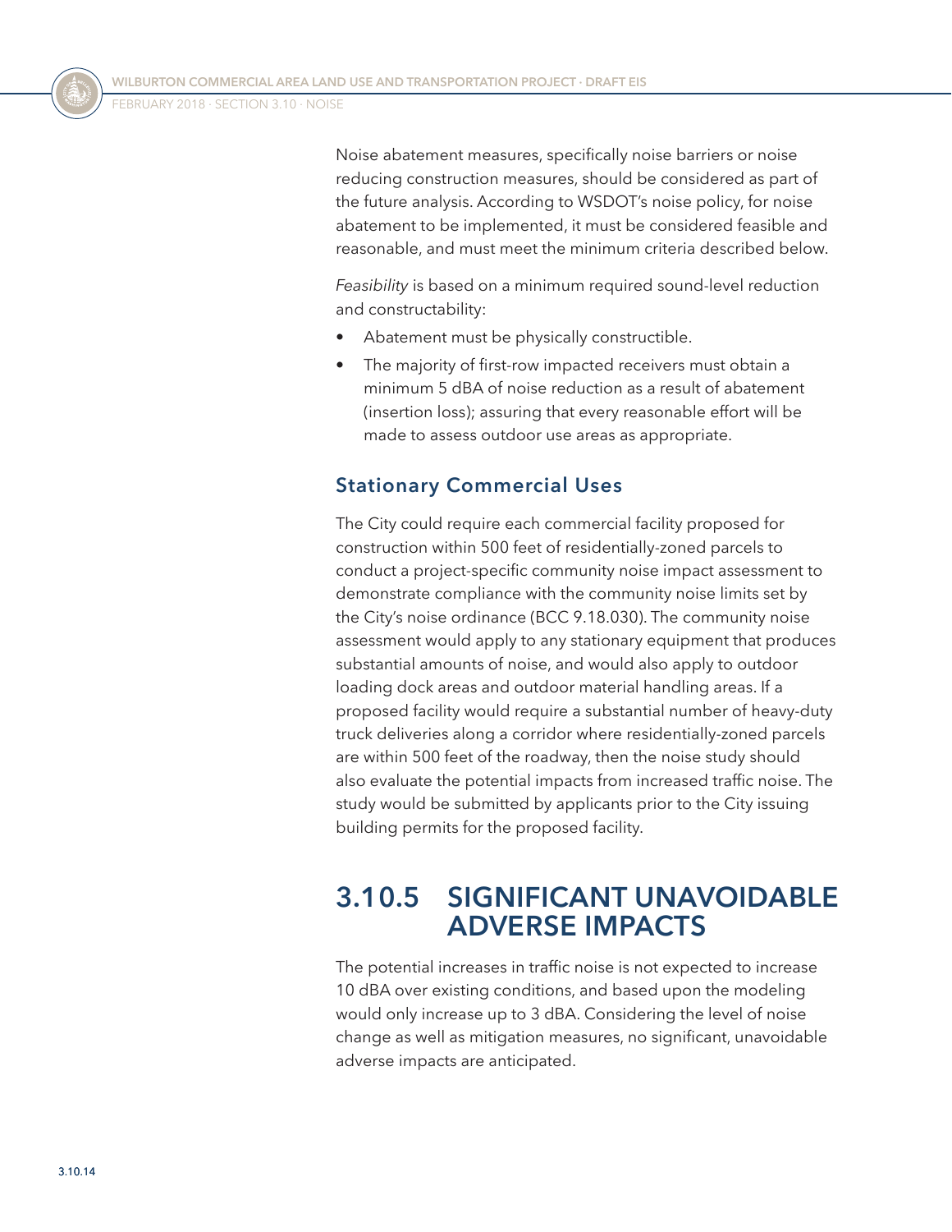Noise abatement measures, specifically noise barriers or noise reducing construction measures, should be considered as part of the future analysis. According to WSDOT's noise policy, for noise abatement to be implemented, it must be considered feasible and reasonable, and must meet the minimum criteria described below.

*Feasibility* is based on a minimum required sound-level reduction and constructability:

- Abatement must be physically constructible.
- The majority of first-row impacted receivers must obtain a minimum 5 dBA of noise reduction as a result of abatement (insertion loss); assuring that every reasonable effort will be made to assess outdoor use areas as appropriate.

### Stationary Commercial Uses

The City could require each commercial facility proposed for construction within 500 feet of residentially-zoned parcels to conduct a project-specific community noise impact assessment to demonstrate compliance with the community noise limits set by the City's noise ordinance (BCC 9.18.030). The community noise assessment would apply to any stationary equipment that produces substantial amounts of noise, and would also apply to outdoor loading dock areas and outdoor material handling areas. If a proposed facility would require a substantial number of heavy-duty truck deliveries along a corridor where residentially-zoned parcels are within 500 feet of the roadway, then the noise study should also evaluate the potential impacts from increased traffic noise. The study would be submitted by applicants prior to the City issuing building permits for the proposed facility.

## 3.10.5 SIGNIFICANT UNAVOIDABLE ADVERSE IMPACTS

The potential increases in traffic noise is not expected to increase 10 dBA over existing conditions, and based upon the modeling would only increase up to 3 dBA. Considering the level of noise change as well as mitigation measures, no significant, unavoidable adverse impacts are anticipated.